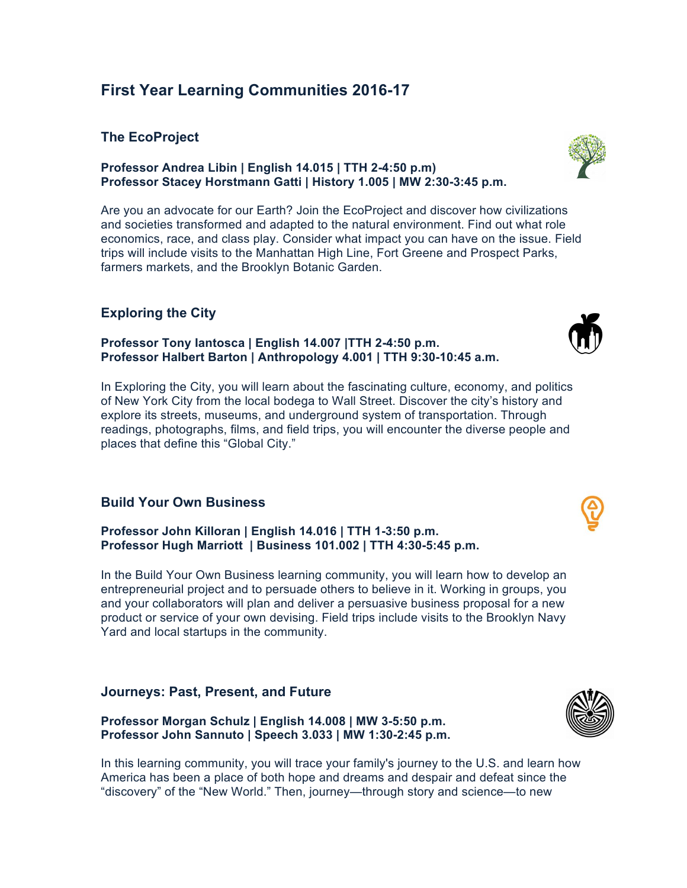# First Year Learning Communities 2016-17

## The EcoProject

**Professor Andrea Libin | English 14.015 | TTH 2-4:50 p.m)**
**Professor Stacey Horstmann Gatti | History 1.005 | MW 2:30-3:45 p.m.**

Are you an advocate for our Earth? Join the EcoProject and discover how civilizations and societies transformed and adapted to the natural environment. Find out what role economics, race, and class play. Consider what impact you can have on the issue. Field trips will include visits to the Manhattan High Line, Fort Greene and Prospect Parks, farmers markets, and the Brooklyn Botanic Garden.

## Exploring the City

**Professor Tony Iantosca | English 14.007 |TTH 2-4:50 p.m.**
**Professor Halbert Barton | Anthropology 4.001 | TTH 9:30-10:45 a.m.**

In Exploring the City, you will learn about the fascinating culture, economy, and politics of New York City from the local bodega to Wall Street. Discover the city's history and explore its streets, museums, and underground system of transportation. Through readings, photographs, films, and field trips, you will encounter the diverse people and places that define this "Global City."

## Build Your Own Business

**Professor John Killoran | English 14.016 | TTH 1-3:50 p.m.**
**Professor Hugh Marriott | Business 101.002 | TTH 4:30-5:45 p.m.**

In the Build Your Own Business learning community, you will learn how to develop an entrepreneurial project and to persuade others to believe in it. Working in groups, you and your collaborators will plan and deliver a persuasive business proposal for a new product or service of your own devising. Field trips include visits to the Brooklyn Navy Yard and local startups in the community.

## Journeys: Past, Present, and Future

**Professor Morgan Schulz | English 14.008 | MW 3-5:50 p.m.**
**Professor John Sannuto | Speech 3.033 | MW 1:30-2:45 p.m.**

In this learning community, you will trace your family's journey to the U.S. and learn how America has been a place of both hope and dreams and despair and defeat since the "discovery" of the "New World." Then, journey—through story and science—to new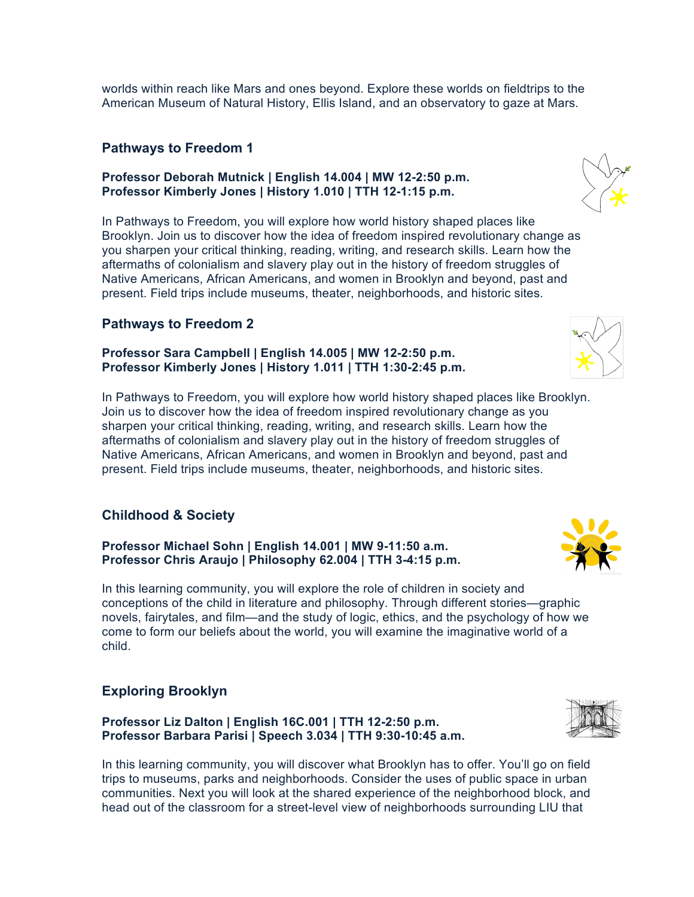worlds within reach like Mars and ones beyond. Explore these worlds on fieldtrips to the American Museum of Natural History, Ellis Island, and an observatory to gaze at Mars.

### Pathways to Freedom 1

**Professor Deborah Mutnick | English 14.004 | MW 12-2:50 p.m.**
**Professor Kimberly Jones | History 1.010 | TTH 12-1:15 p.m.**

In Pathways to Freedom, you will explore how world history shaped places like Brooklyn. Join us to discover how the idea of freedom inspired revolutionary change as you sharpen your critical thinking, reading, writing, and research skills. Learn how the aftermaths of colonialism and slavery play out in the history of freedom struggles of Native Americans, African Americans, and women in Brooklyn and beyond, past and present. Field trips include museums, theater, neighborhoods, and historic sites.

### Pathways to Freedom 2

**Professor Sara Campbell | English 14.005 | MW 12-2:50 p.m.**
**Professor Kimberly Jones | History 1.011 | TTH 1:30-2:45 p.m.**

In Pathways to Freedom, you will explore how world history shaped places like Brooklyn. Join us to discover how the idea of freedom inspired revolutionary change as you sharpen your critical thinking, reading, writing, and research skills. Learn how the aftermaths of colonialism and slavery play out in the history of freedom struggles of Native Americans, African Americans, and women in Brooklyn and beyond, past and present. Field trips include museums, theater, neighborhoods, and historic sites.

### Childhood & Society

**Professor Michael Sohn | English 14.001 | MW 9-11:50 a.m.**
**Professor Chris Araujo | Philosophy 62.004 | TTH 3-4:15 p.m.**

In this learning community, you will explore the role of children in society and conceptions of the child in literature and philosophy. Through different stories—graphic novels, fairytales, and film—and the study of logic, ethics, and the psychology of how we come to form our beliefs about the world, you will examine the imaginative world of a child.

### Exploring Brooklyn

**Professor Liz Dalton | English 16C.001 | TTH 12-2:50 p.m.**
**Professor Barbara Parisi | Speech 3.034 | TTH 9:30-10:45 a.m.**

In this learning community, you will discover what Brooklyn has to offer. You'll go on field trips to museums, parks and neighborhoods. Consider the uses of public space in urban communities. Next you will look at the shared experience of the neighborhood block, and head out of the classroom for a street-level view of neighborhoods surrounding LIU that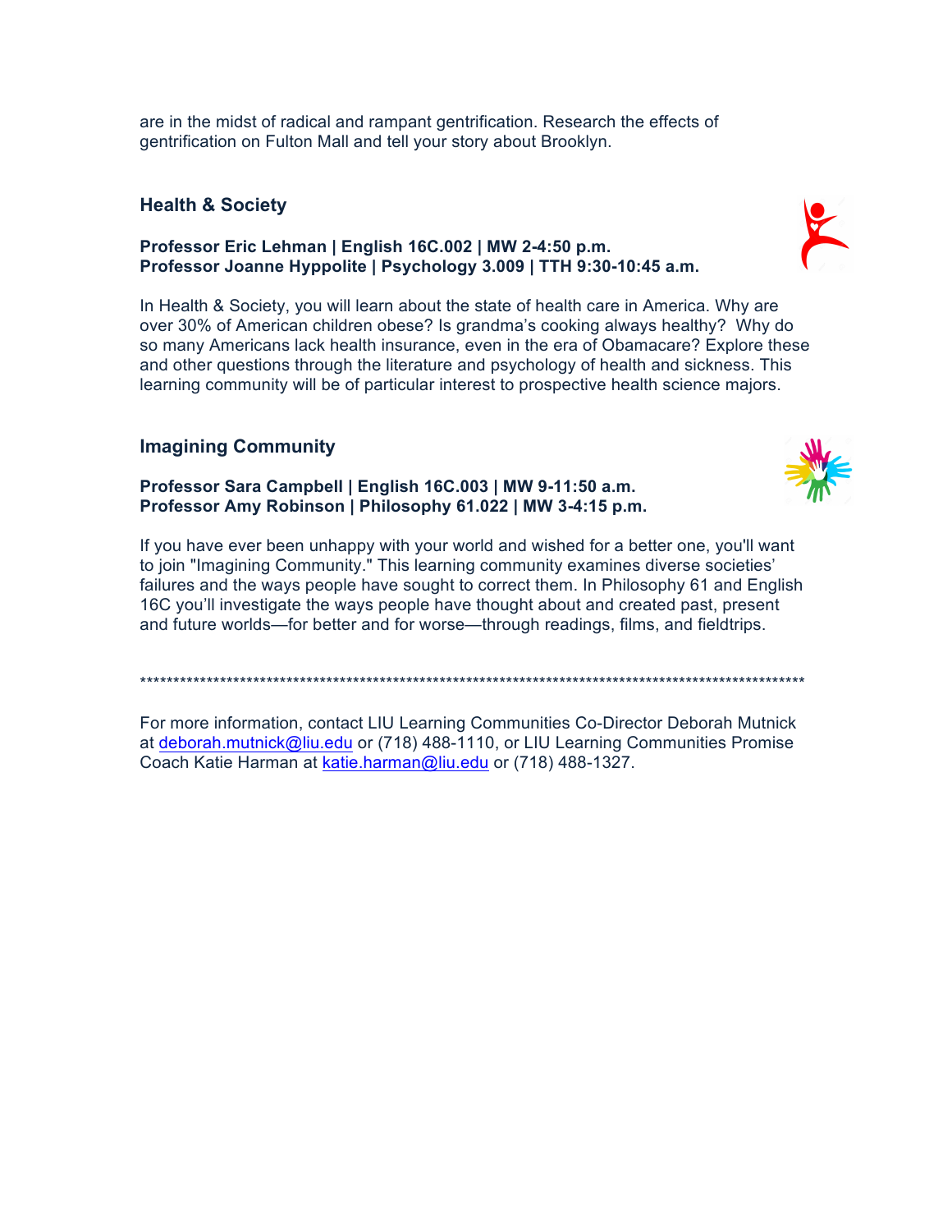are in the midst of radical and rampant gentrification. Research the effects of gentrification on Fulton Mall and tell your story about Brooklyn.

### Health & Society

**Professor Eric Lehman | English 16C.002 | MW 2-4:50 p.m.**
**Professor Joanne Hyppolite | Psychology 3.009 | TTH 9:30-10:45 a.m.**

In Health & Society, you will learn about the state of health care in America. Why are over 30% of American children obese? Is grandma's cooking always healthy? Why do so many Americans lack health insurance, even in the era of Obamacare? Explore these and other questions through the literature and psychology of health and sickness. This learning community will be of particular interest to prospective health science majors.

### Imagining Community

**Professor Sara Campbell | English 16C.003 | MW 9-11:50 a.m.**
**Professor Amy Robinson | Philosophy 61.022 | MW 3-4:15 p.m.**

If you have ever been unhappy with your world and wished for a better one, you'll want to join "Imagining Community." This learning community examines diverse societies' failures and the ways people have sought to correct them. In Philosophy 61 and English 16C you'll investigate the ways people have thought about and created past, present and future worlds—for better and for worse—through readings, films, and fieldtrips.

*********************************************************************************************************

For more information, contact LIU Learning Communities Co-Director Deborah Mutnick at deborah.mutnick@liu.edu or (718) 488-1110, or LIU Learning Communities Promise Coach Katie Harman at katie.harman@liu.edu or (718) 488-1327.